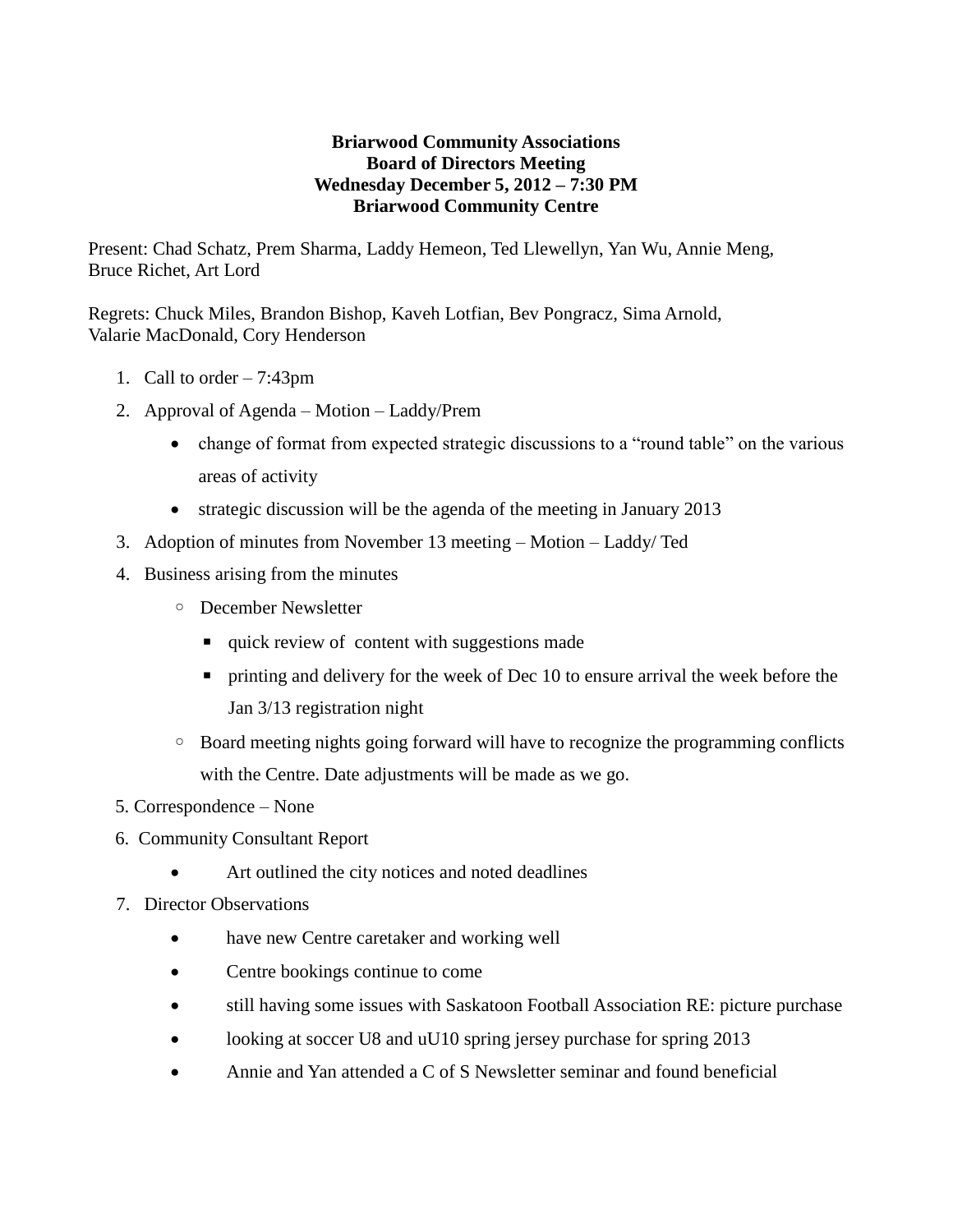**Briarwood Community Associations**
**Board of Directors Meeting**
**Wednesday December 5, 2012 – 7:30 PM**
**Briarwood Community Centre**

Present: Chad Schatz, Prem Sharma, Laddy Hemeon, Ted Llewellyn, Yan Wu, Annie Meng, Bruce Richet, Art Lord

Regrets: Chuck Miles, Brandon Bishop, Kaveh Lotfian, Bev Pongracz, Sima Arnold, Valarie MacDonald, Cory Henderson

1. Call to order – 7:43pm
2. Approval of Agenda – Motion – Laddy/Prem
   - change of format from expected strategic discussions to a "round table" on the various areas of activity
   - strategic discussion will be the agenda of the meeting in January 2013
3. Adoption of minutes from November 13 meeting – Motion – Laddy/ Ted
4. Business arising from the minutes
   - December Newsletter
     - quick review of content with suggestions made
     - printing and delivery for the week of Dec 10 to ensure arrival the week before the Jan 3/13 registration night
   - Board meeting nights going forward will have to recognize the programming conflicts with the Centre. Date adjustments will be made as we go.
5. Correspondence – None
6. Community Consultant Report
   - Art outlined the city notices and noted deadlines
7. Director Observations
   - have new Centre caretaker and working well
   - Centre bookings continue to come
   - still having some issues with Saskatoon Football Association RE: picture purchase
   - looking at soccer U8 and uU10 spring jersey purchase for spring 2013
   - Annie and Yan attended a C of S Newsletter seminar and found beneficial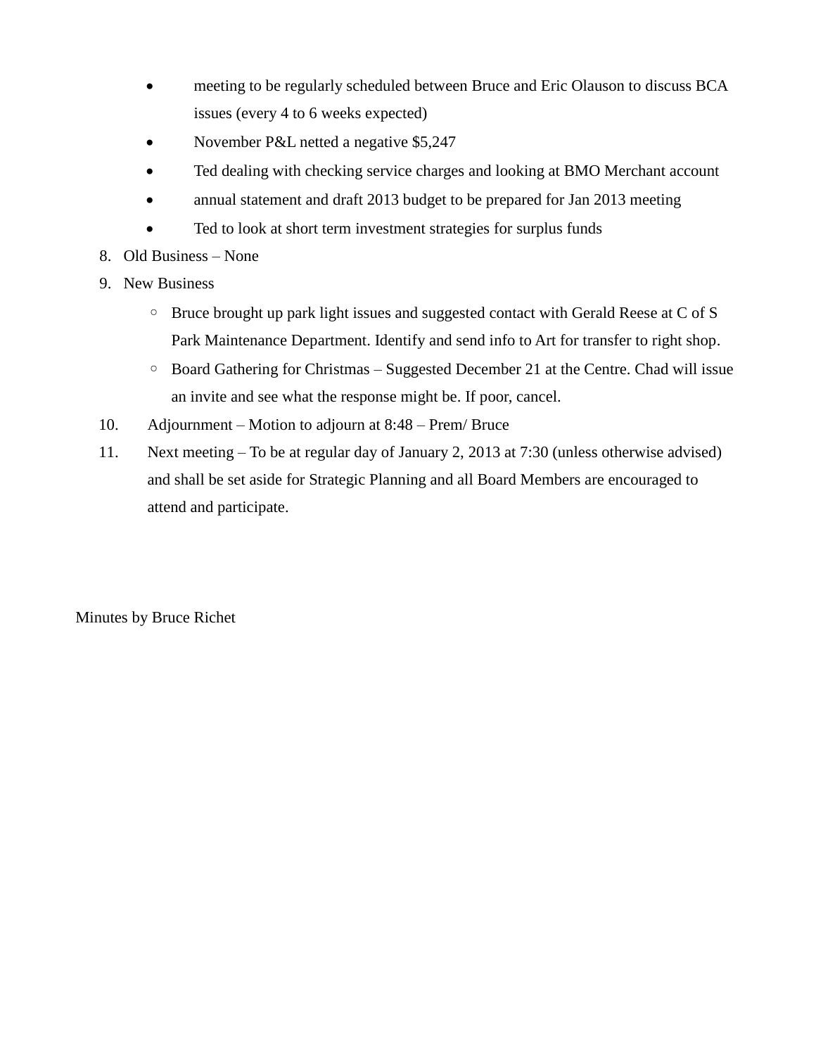- meeting to be regularly scheduled between Bruce and Eric Olauson to discuss BCA issues (every 4 to 6 weeks expected)
- November P&L netted a negative $5,247
- Ted dealing with checking service charges and looking at BMO Merchant account
- annual statement and draft 2013 budget to be prepared for Jan 2013 meeting
- Ted to look at short term investment strategies for surplus funds

8. Old Business – None
9. New Business
   - Bruce brought up park light issues and suggested contact with Gerald Reese at C of S Park Maintenance Department. Identify and send info to Art for transfer to right shop.
   - Board Gathering for Christmas – Suggested December 21 at the Centre. Chad will issue an invite and see what the response might be. If poor, cancel.
10. Adjournment – Motion to adjourn at 8:48 – Prem/ Bruce
11. Next meeting – To be at regular day of January 2, 2013 at 7:30 (unless otherwise advised) and shall be set aside for Strategic Planning and all Board Members are encouraged to attend and participate.

Minutes by Bruce Richet